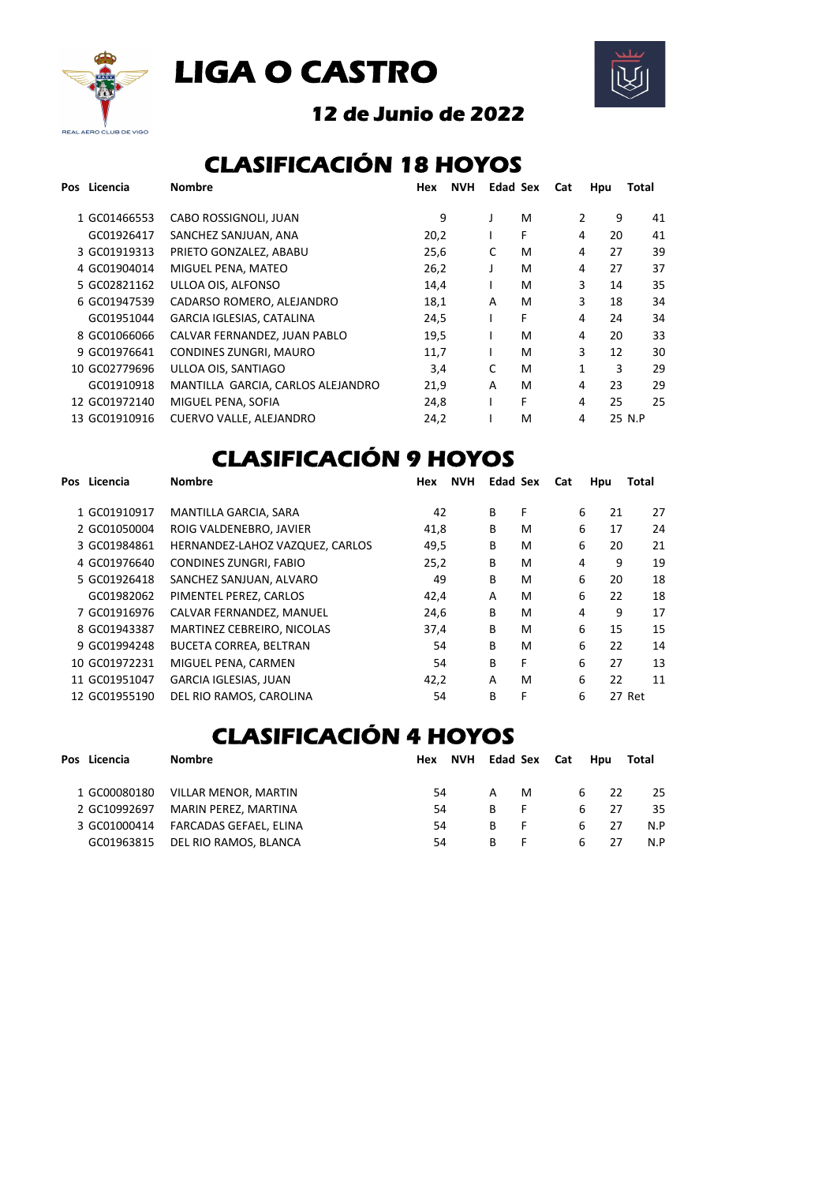# LIGA O CASTRO

## 12 de Junio de 2022

## CLASIFICACIÓN 18 HOYOS

| Pos | Licencia | Nombre | Hex | NVH | Edad | Sex | Cat | Hpu | Total |
|---|---|---|---|---|---|---|---|---|---|
| 1 | GC01466553 | CABO ROSSIGNOLI, JUAN | 9 | | J | M | 2 | 9 | 41 |
| | GC01926417 | SANCHEZ SANJUAN, ANA | 20,2 | | I | F | 4 | 20 | 41 |
| 3 | GC01919313 | PRIETO GONZALEZ, ABABU | 25,6 | | C | M | 4 | 27 | 39 |
| 4 | GC01904014 | MIGUEL PENA, MATEO | 26,2 | | J | M | 4 | 27 | 37 |
| 5 | GC02821162 | ULLOA OIS, ALFONSO | 14,4 | | I | M | 3 | 14 | 35 |
| 6 | GC01947539 | CADARSO ROMERO, ALEJANDRO | 18,1 | | A | M | 3 | 18 | 34 |
| | GC01951044 | GARCIA IGLESIAS, CATALINA | 24,5 | | I | F | 4 | 24 | 34 |
| 8 | GC01066066 | CALVAR FERNANDEZ, JUAN PABLO | 19,5 | | I | M | 4 | 20 | 33 |
| 9 | GC01976641 | CONDINES ZUNGRI, MAURO | 11,7 | | I | M | 3 | 12 | 30 |
| 10 | GC02779696 | ULLOA OIS, SANTIAGO | 3,4 | | C | M | 1 | 3 | 29 |
| | GC01910918 | MANTILLA GARCIA, CARLOS ALEJANDRO | 21,9 | | A | M | 4 | 23 | 29 |
| 12 | GC01972140 | MIGUEL PENA, SOFIA | 24,8 | | I | F | 4 | 25 | 25 |
| 13 | GC01910916 | CUERVO VALLE, ALEJANDRO | 24,2 | | I | M | 4 | 25 | N.P |

## CLASIFICACIÓN 9 HOYOS

| Pos | Licencia | Nombre | Hex | NVH | Edad | Sex | Cat | Hpu | Total |
|---|---|---|---|---|---|---|---|---|---|
| 1 | GC01910917 | MANTILLA GARCIA, SARA | 42 | | B | F | 6 | 21 | 27 |
| 2 | GC01050004 | ROIG VALDENEBRO, JAVIER | 41,8 | | B | M | 6 | 17 | 24 |
| 3 | GC01984861 | HERNANDEZ-LAHOZ VAZQUEZ, CARLOS | 49,5 | | B | M | 6 | 20 | 21 |
| 4 | GC01976640 | CONDINES ZUNGRI, FABIO | 25,2 | | B | M | 4 | 9 | 19 |
| 5 | GC01926418 | SANCHEZ SANJUAN, ALVARO | 49 | | B | M | 6 | 20 | 18 |
| | GC01982062 | PIMENTEL PEREZ, CARLOS | 42,4 | | A | M | 6 | 22 | 18 |
| 7 | GC01916976 | CALVAR FERNANDEZ, MANUEL | 24,6 | | B | M | 4 | 9 | 17 |
| 8 | GC01943387 | MARTINEZ CEBREIRO, NICOLAS | 37,4 | | B | M | 6 | 15 | 15 |
| 9 | GC01994248 | BUCETA CORREA, BELTRAN | 54 | | B | M | 6 | 22 | 14 |
| 10 | GC01972231 | MIGUEL PENA, CARMEN | 54 | | B | F | 6 | 27 | 13 |
| 11 | GC01951047 | GARCIA IGLESIAS, JUAN | 42,2 | | A | M | 6 | 22 | 11 |
| 12 | GC01955190 | DEL RIO RAMOS, CAROLINA | 54 | | B | F | 6 | 27 | Ret |

## CLASIFICACIÓN 4 HOYOS

| Pos | Licencia | Nombre | Hex | NVH | Edad | Sex | Cat | Hpu | Total |
|---|---|---|---|---|---|---|---|---|---|
| 1 | GC00080180 | VILLAR MENOR, MARTIN | 54 | | A | M | 6 | 22 | 25 |
| 2 | GC10992697 | MARIN PEREZ, MARTINA | 54 | | B | F | 6 | 27 | 35 |
| 3 | GC01000414 | FARCADAS GEFAEL, ELINA | 54 | | B | F | 6 | 27 | N.P |
| | GC01963815 | DEL RIO RAMOS, BLANCA | 54 | | B | F | 6 | 27 | N.P |